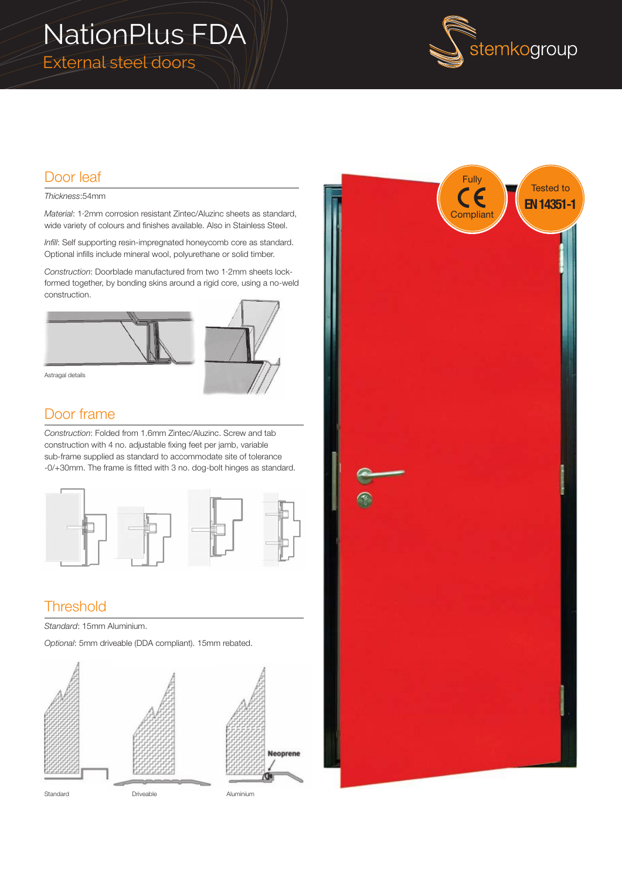# NationPlus FDA

## External steel doors

stemkogroup

## Door leaf

*Thickness*:54mm

*Material*: 1·2mm corrosion resistant Zintec/Aluzinc sheets as standard, wide variety of colours and finishes available. Also in Stainless Steel.

*Infill*: Self supporting resin-impregnated honeycomb core as standard. Optional infills include mineral wool, polyurethane or solid timber.

*Construction*: Doorblade manufactured from two 1·2mm sheets lock-formed together, by bonding skins around a rigid core, using a no-weld construction.

Astragal details

## Door frame

*Construction*: Folded from 1.6mm Zintec/Aluzinc. Screw and tab construction with 4 no. adjustable fixing feet per jamb, variable sub-frame supplied as standard to accommodate site of tolerance -0/+30mm. The frame is fitted with 3 no. dog-bolt hinges as standard.

## Threshold

*Standard*: 15mm Aluminium.

*Optional*: 5mm driveable (DDA compliant). 15mm rebated.

Neoprene

Standard

Driveable

Aluminium

Fully CE Compliant

Tested to EN 14351-1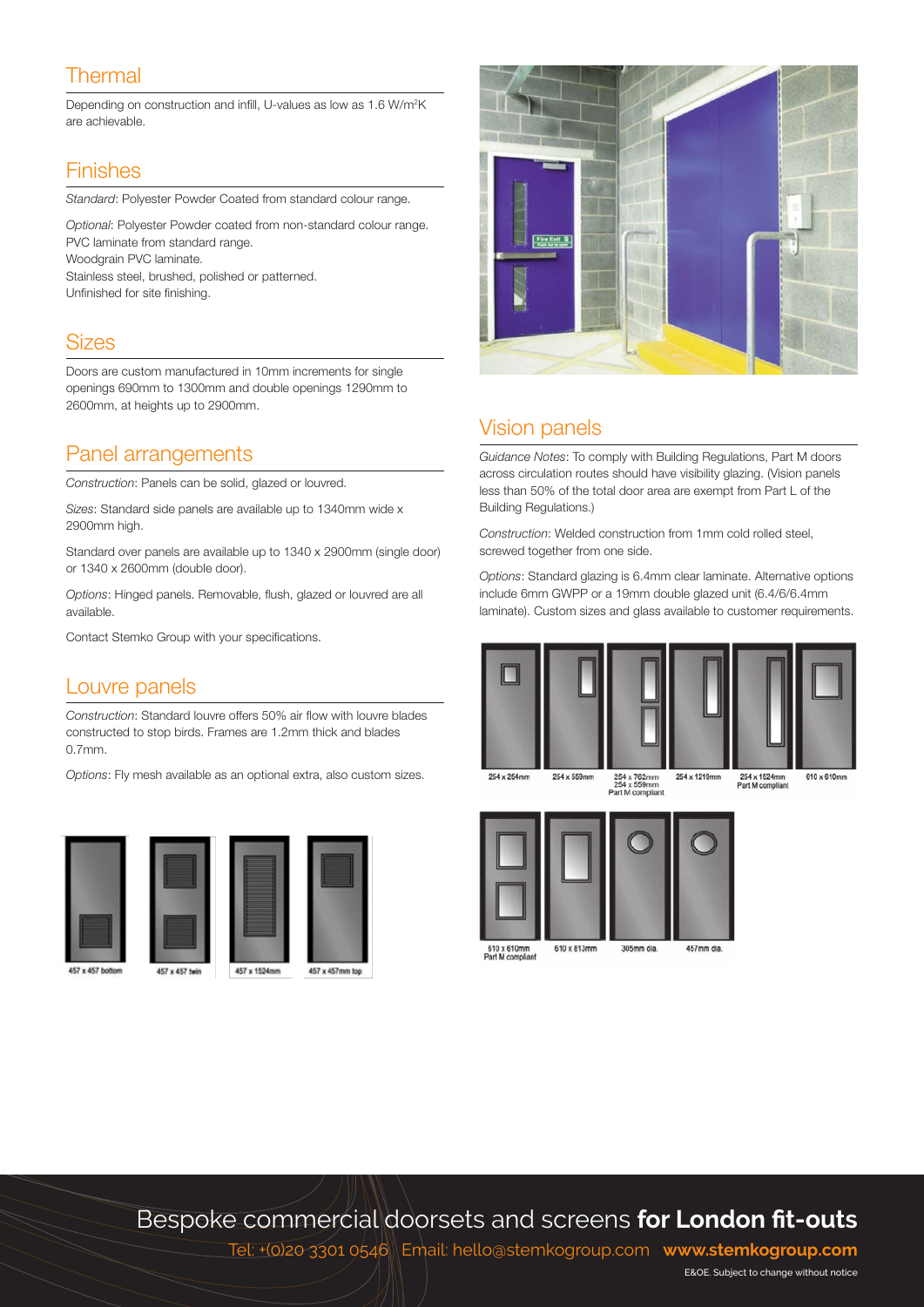## Thermal

Depending on construction and infill, U-values as low as 1.6 W/m$^2$K are achievable.

## Finishes

*Standard*: Polyester Powder Coated from standard colour range.

*Optional*: Polyester Powder coated from non-standard colour range.
PVC laminate from standard range.
Woodgrain PVC laminate.
Stainless steel, brushed, polished or patterned.
Unfinished for site finishing.

## Sizes

Doors are custom manufactured in 10mm increments for single openings 690mm to 1300mm and double openings 1290mm to 2600mm, at heights up to 2900mm.

## Panel arrangements

*Construction*: Panels can be solid, glazed or louvred.

*Sizes*: Standard side panels are available up to 1340mm wide x 2900mm high.

Standard over panels are available up to 1340 x 2900mm (single door) or 1340 x 2600mm (double door).

*Options*: Hinged panels. Removable, flush, glazed or louvred are all available.

Contact Stemko Group with your specifications.

## Louvre panels

*Construction*: Standard louvre offers 50% air flow with louvre blades constructed to stop birds. Frames are 1.2mm thick and blades 0.7mm.

*Options*: Fly mesh available as an optional extra, also custom sizes.

457 x 457 bottom

457 x 457 twin

457 x 1524mm

457 x 457mm top

## Vision panels

*Guidance Notes*: To comply with Building Regulations, Part M doors across circulation routes should have visibility glazing. (Vision panels less than 50% of the total door area are exempt from Part L of the Building Regulations.)

*Construction*: Welded construction from 1mm cold rolled steel, screwed together from one side.

*Options*: Standard glazing is 6.4mm clear laminate. Alternative options include 6mm GWPP or a 19mm double glazed unit (6.4/6/6.4mm laminate). Custom sizes and glass available to customer requirements.

254 x 254mm

254 x 559mm

254 x 762mm
254 x 559mm
Part M compliant

254 x 1219mm

254 x 1524mm
Part M compliant

610 x 610mm

610 x 610mm
Part M compliant

610 x 813mm

305mm dia.

457mm dia.

Bespoke commercial doorsets and screens **for London fit-outs**

Tel: +(0)20 3301 0546 Email: hello@stemkogroup.com **www.stemkogroup.com**

E&OE. Subject to change without notice